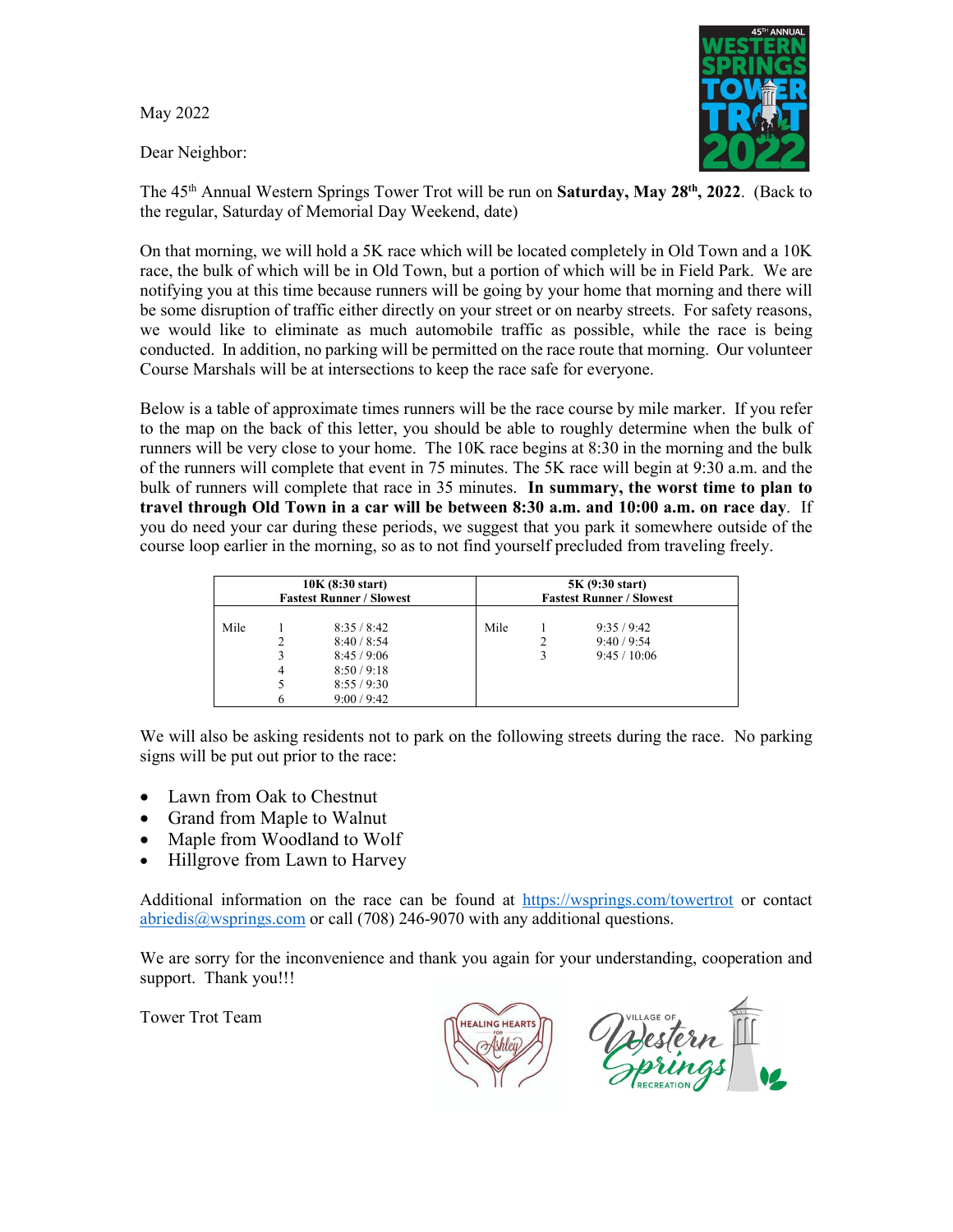May 2022

Dear Neighbor:

The 45th Annual Western Springs Tower Trot will be run on **Saturday, May 28th, 2022**. (Back to the regular, Saturday of Memorial Day Weekend, date)

On that morning, we will hold a 5K race which will be located completely in Old Town and a 10K race, the bulk of which will be in Old Town, but a portion of which will be in Field Park. We are notifying you at this time because runners will be going by your home that morning and there will be some disruption of traffic either directly on your street or on nearby streets. For safety reasons, we would like to eliminate as much automobile traffic as possible, while the race is being conducted. In addition, no parking will be permitted on the race route that morning. Our volunteer Course Marshals will be at intersections to keep the race safe for everyone.

Below is a table of approximate times runners will be the race course by mile marker. If you refer to the map on the back of this letter, you should be able to roughly determine when the bulk of runners will be very close to your home. The 10K race begins at 8:30 in the morning and the bulk of the runners will complete that event in 75 minutes. The 5K race will begin at 9:30 a.m. and the bulk of runners will complete that race in 35 minutes. **In summary, the worst time to plan to travel through Old Town in a car will be between 8:30 a.m. and 10:00 a.m. on race day**. If you do need your car during these periods, we suggest that you park it somewhere outside of the course loop earlier in the morning, so as to not find yourself precluded from traveling freely.

| 10K (8:30 start) Fastest Runner / Slowest | | | 5K (9:30 start) Fastest Runner / Slowest | | |
|---|---|---|---|---|---|
| Mile | 1 | 8:35 / 8:42 | Mile | 1 | 9:35 / 9:42 |
| | 2 | 8:40 / 8:54 | | 2 | 9:40 / 9:54 |
| | 3 | 8:45 / 9:06 | | 3 | 9:45 / 10:06 |
| | 4 | 8:50 / 9:18 | | | |
| | 5 | 8:55 / 9:30 | | | |
| | 6 | 9:00 / 9:42 | | | |

We will also be asking residents not to park on the following streets during the race. No parking signs will be put out prior to the race:

- Lawn from Oak to Chestnut
- Grand from Maple to Walnut
- Maple from Woodland to Wolf
- Hillgrove from Lawn to Harvey

Additional information on the race can be found at https://wsprings.com/towertrot or contact abriedis@wsprings.com or call (708) 246-9070 with any additional questions.

We are sorry for the inconvenience and thank you again for your understanding, cooperation and support. Thank you!!!

Tower Trot Team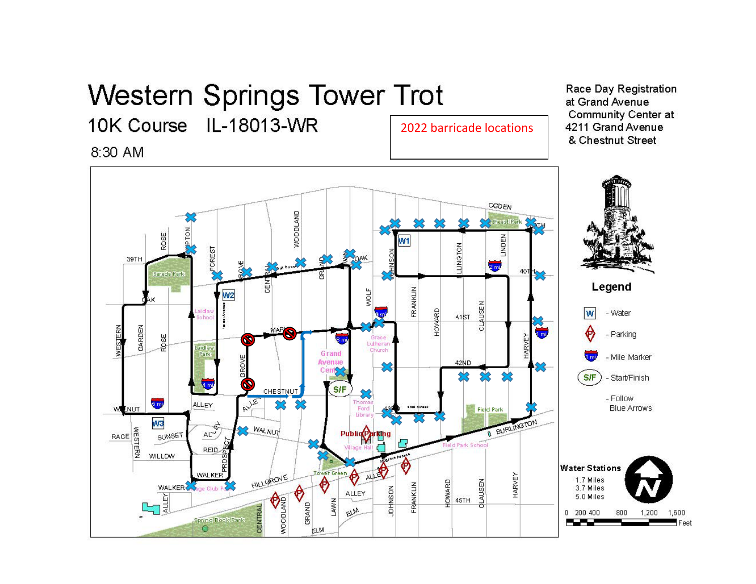# Western Springs Tower Trot

## 10K Course IL-18013-WR

8:30 AM

2022 barricade locations

Race Day Registration at Grand Avenue Community Center at 4211 Grand Avenue & Chestnut Street

### Legend

- W - Water
- P - Parking
- Mile Marker
- S/F - Start/Finish
- Follow Blue Arrows

### Water Stations

- 1.7 Miles
- 3.7 Miles
- 5.0 Miles

0 200 400 800 1,200 1,600 Feet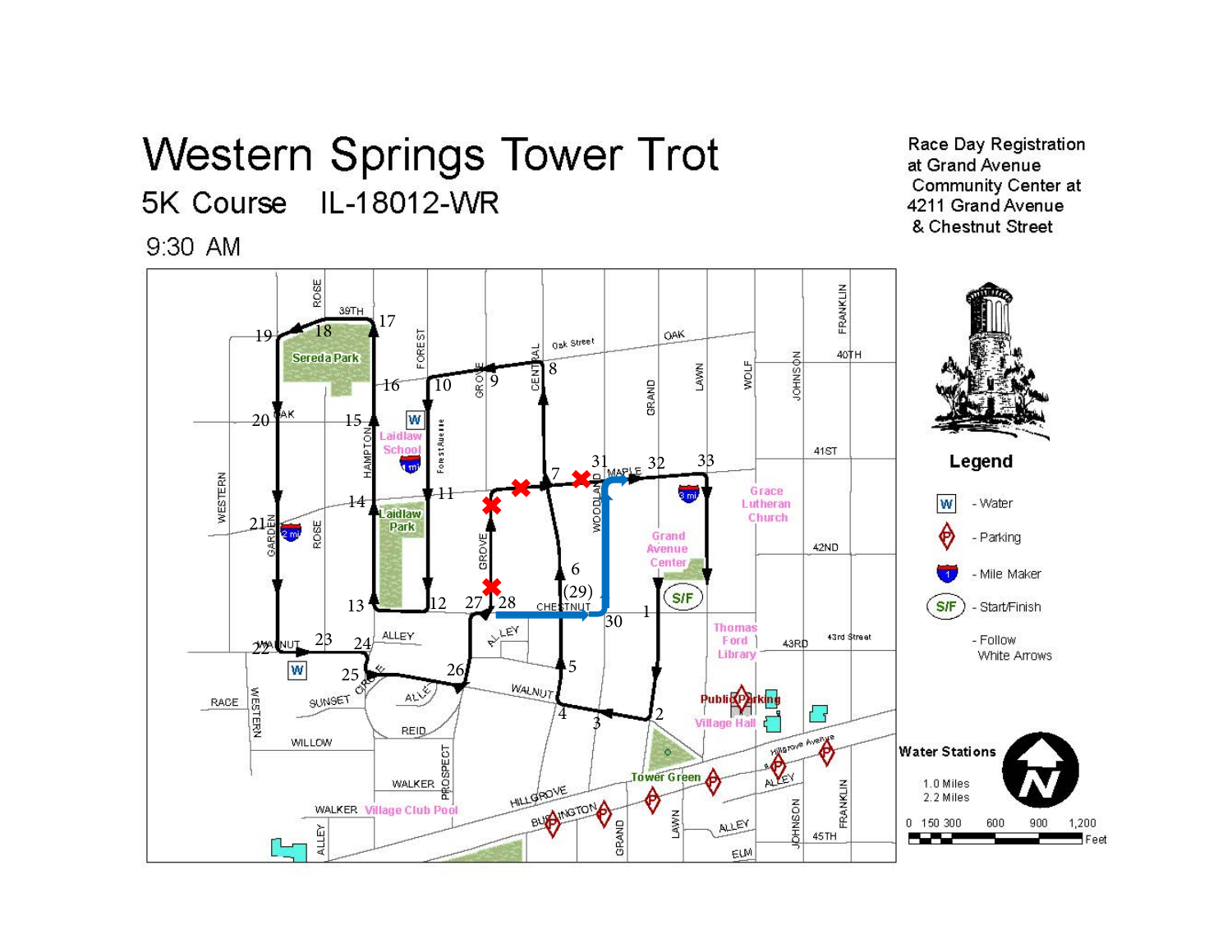# Western Springs Tower Trot

## 5K Course IL-18012-WR

9:30 AM

Race Day Registration at Grand Avenue Community Center at 4211 Grand Avenue & Chestnut Street

**Legend**

- W - Water
- P - Parking
- 1 - Mile Maker
- S/F - Start/Finish
- Follow White Arrows

**Water Stations**

1.0 Miles
2.2 Miles

0 150 300 600 900 1,200 Feet